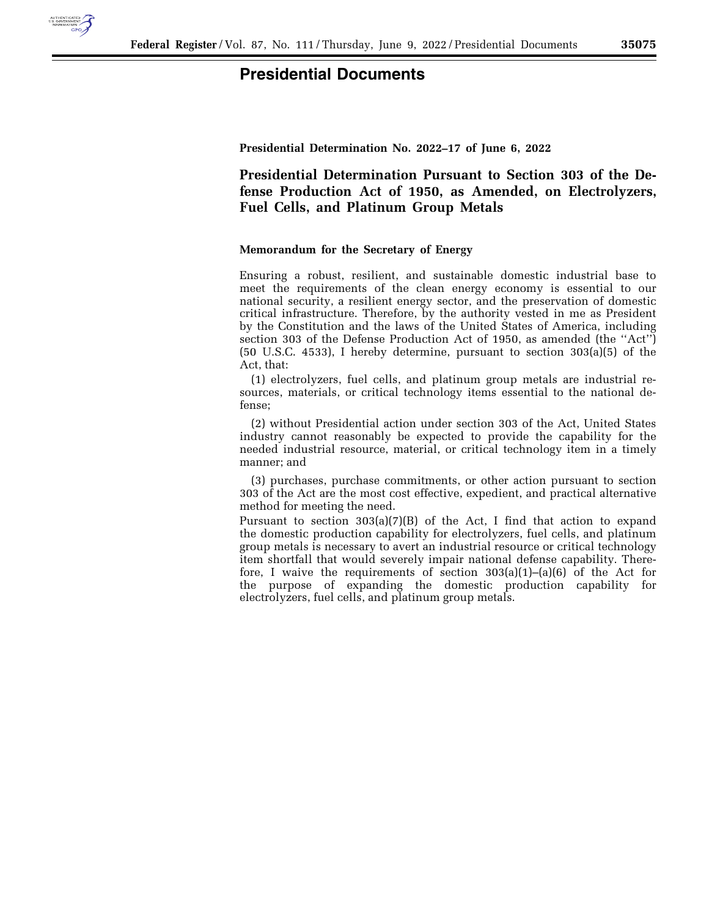# Presidential Documents

**Presidential Determination No. 2022–17 of June 6, 2022**

## Presidential Determination Pursuant to Section 303 of the Defense Production Act of 1950, as Amended, on Electrolyzers, Fuel Cells, and Platinum Group Metals

**Memorandum for the Secretary of Energy**

Ensuring a robust, resilient, and sustainable domestic industrial base to meet the requirements of the clean energy economy is essential to our national security, a resilient energy sector, and the preservation of domestic critical infrastructure. Therefore, by the authority vested in me as President by the Constitution and the laws of the United States of America, including section 303 of the Defense Production Act of 1950, as amended (the ''Act'') (50 U.S.C. 4533), I hereby determine, pursuant to section 303(a)(5) of the Act, that:

(1) electrolyzers, fuel cells, and platinum group metals are industrial resources, materials, or critical technology items essential to the national defense;

(2) without Presidential action under section 303 of the Act, United States industry cannot reasonably be expected to provide the capability for the needed industrial resource, material, or critical technology item in a timely manner; and

(3) purchases, purchase commitments, or other action pursuant to section 303 of the Act are the most cost effective, expedient, and practical alternative method for meeting the need.

Pursuant to section 303(a)(7)(B) of the Act, I find that action to expand the domestic production capability for electrolyzers, fuel cells, and platinum group metals is necessary to avert an industrial resource or critical technology item shortfall that would severely impair national defense capability. Therefore, I waive the requirements of section 303(a)(1)–(a)(6) of the Act for the purpose of expanding the domestic production capability for electrolyzers, fuel cells, and platinum group metals.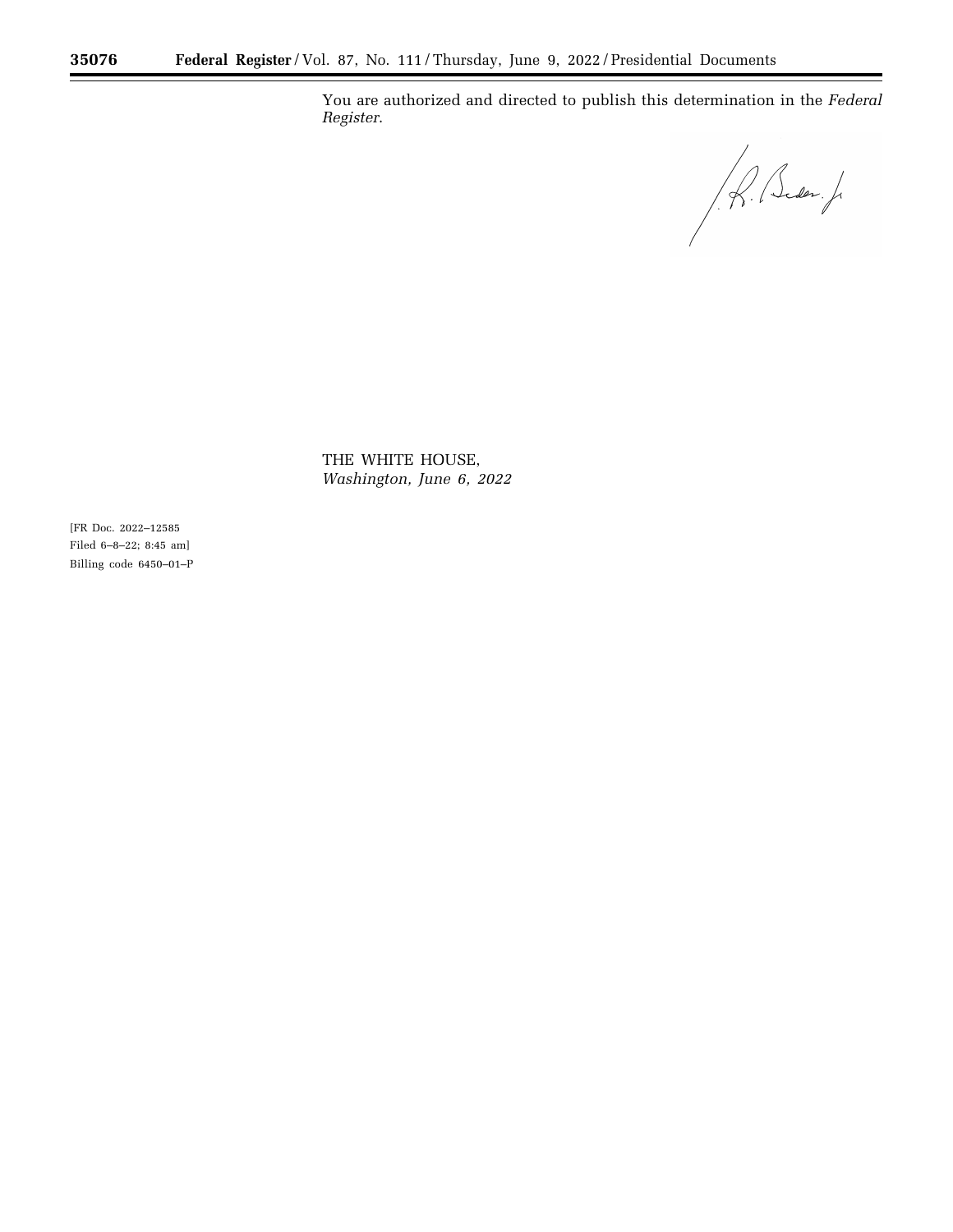You are authorized and directed to publish this determination in the *Federal Register*.

THE WHITE HOUSE,
*Washington, June 6, 2022*

[FR Doc. 2022–12585
Filed 6–8–22; 8:45 am]
Billing code 6450–01–P